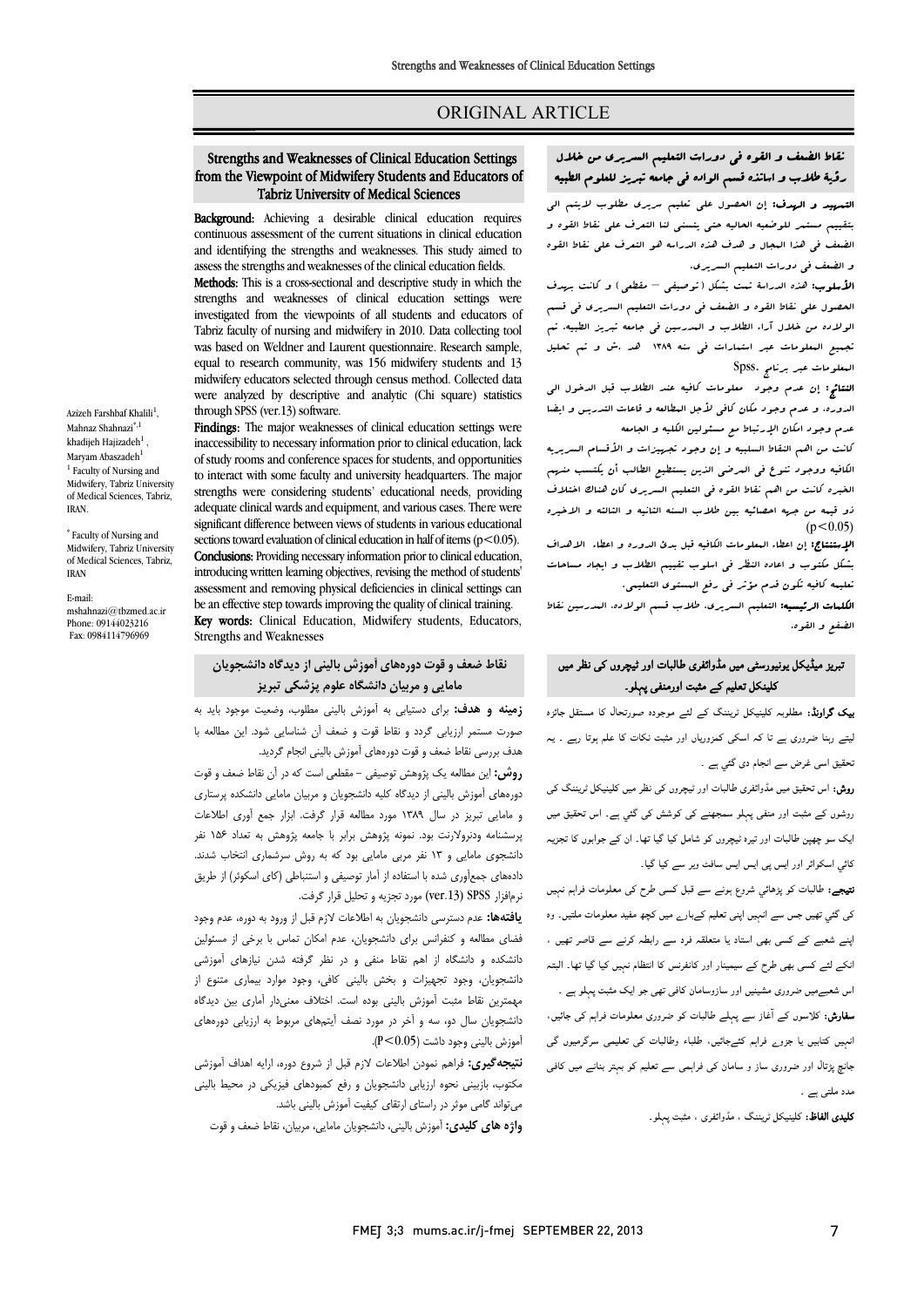ORIGINAL ARTICLE

## Strengths and Weaknesses of Clinical Education Settings from the Viewpoint of Midwifery Students and Educators of Tabriz University of Medical Sciences

Azizeh Farshbaf Khalili[1], Mahnaz Shahnazi[*,1], khadijeh Hajizadeh[1], Maryam Abaszadeh[1]

[1] Faculty of Nursing and Midwifery, Tabriz University of Medical Sciences, Tabriz, IRAN.

[*] Faculty of Nursing and Midwifery, Tabriz University of Medical Sciences, Tabriz, IRAN

E-mail: mshahnazi@tbzmed.ac.ir
Phone: 09144023216
Fax: 0984114796969

**Background:** Achieving a desirable clinical education requires continuous assessment of the current situations in clinical education and identifying the strengths and weaknesses. This study aimed to assess the strengths and weaknesses of the clinical education fields.

**Methods:** This is a cross-sectional and descriptive study in which the strengths and weaknesses of clinical education settings were investigated from the viewpoints of all students and educators of Tabriz faculty of nursing and midwifery in 2010. Data collecting tool was based on Weldner and Laurent questionnaire. Research sample, equal to research community, was 156 midwifery students and 13 midwifery educators selected through census method. Collected data were analyzed by descriptive and analytic (Chi square) statistics through SPSS (ver.13) software.

**Findings:** The major weaknesses of clinical education settings were inaccessibility to necessary information prior to clinical education, lack of study rooms and conference spaces for students, and opportunities to interact with some faculty and university headquarters. The major strengths were considering students' educational needs, providing adequate clinical wards and equipment, and various cases. There were significant difference between views of students in various educational sections toward evaluation of clinical education in half of items ($p<0.05$).

**Conclusions:** Providing necessary information prior to clinical education, introducing written learning objectives, revising the method of students' assessment and removing physical deficiencies in clinical settings can be an effective step towards improving the quality of clinical training.

**Key words:** Clinical Education, Midwifery students, Educators, Strengths and Weaknesses

## نقاط الضعف و القوه فی دورات التعلیم السریری من خلال رؤیة طلاب و اساتذه قسم الولاده فی جامعه تبریز للعلوم الطبیه

**التمهید و الهدف:** إن الحصول علی تعلیم سریری مطلوب لایتم الی بتقییم مستمر للوضعیه الحالیه حتی یتسنی لنا التعرف علی نقاط القوه و الضعف فی هذا المجال و هدف هذه الدراسه هو التعرف علی نقاط القوه و الضعف فی دورات التعلیم السریری.

**الأسلوب:** هذه الدراسة تمت بشکل (توصیفی – مقطعی) و کانت بهدف الحصول علی نقاط القوه و الضعف فی دورات التعلیم السریری فی قسم الولاده من خلال آراء الطلاب و المدرسین فی جامعه تبریز الطبیه. تم تجمیع المعلومات عبر استمارات فی سنه ۱۳۸۹ هد .ش و تم تحلیل المعلومات عبر برنامج Spss.

**النتائج:** إن عدم وجود معلومات کافیه عند الطلاب قبل الدخول الی الدوره، و عدم وجود مکان کافی لأجل المطالعه و قاعات التدریس و ایضا عدم وجود امکان الإرتباط مع مسئولین الکلیه و الجامعه کانت من اهم النقاط السلبیه و إن وجود تجهیزات و الأقسام السریریه الکافیه ووجود تنوع فی المرضی الذین یستطیع الطالب أن یکتسب منهم الخبره کانت من اهم نقاط القوه فی التعلیم السریری کان هناک اختلاف ذو قیمه من جهه احصائیه بین طلاب السنه الثانیه و الثالثه و الاخیره ($p<0.05$)

**الإستنتاج:** إن اعطاء المعلومات الکافیه قبل بدئ الدوره و اعطاء الاهداف بشکل مکتوب و اعاده النظر فی اسلوب تقییم الطلاب و ایجاد مساحات تعلیمه کافیه تکون قدم مؤثر فی رفع المستوی التعلیمی.

**الکلمات الرئیسیه:** التعلیم السریری، طلاب قسم الولاده، المدرسین نقاط الضعف و القوه.

## نقاط ضعف و قوت دوره‌های آموزش بالینی از دیدگاه دانشجویان مامایی و مربیان دانشگاه علوم پزشکی تبریز

**زمینه و هدف:** برای دستیابی به آموزش بالینی مطلوب، وضعیت موجود باید به صورت مستمر ارزیابی گردد و نقاط قوت و ضعف آن شناسایی شود. این مطالعه با هدف بررسی نقاط ضعف و قوت دوره‌های آموزش بالینی انجام گردید.

**روش:** این مطالعه یک پژوهش توصیفی – مقطعی است که در آن نقاط ضعف و قوت دوره‌های آموزش بالینی از دیدگاه کلیه دانشجویان و مربیان مامایی دانشکده پرستاری و مامایی تبریز در سال ۱۳۸۹ مورد مطالعه قرار گرفت. ابزار جمع آوری اطلاعات پرسشنامه ودنرولارنت بود. نمونه پژوهش برابر با جامعه پژوهش به تعداد ۱۵۶ نفر دانشجوی مامایی و ۱۳ نفر مربی مامایی بود که به روش سرشماری انتخاب شدند. داده‌های جمع‌آوری شده با استفاده از آمار توصیفی و استنباطی (کای اسکوئر) از طریق نرم‌افزار SPSS (ver.13) مورد تجزیه و تحلیل قرار گرفت.

**یافته‌ها:** عدم دسترسی دانشجویان به اطلاعات لازم قبل از ورود به دوره، عدم وجود فضای مطالعه و کنفرانس برای دانشجویان، عدم امکان تماس با برخی از مسئولین دانشکده و دانشگاه از اهم نقاط منفی و در نظر گرفته شدن نیازهای آموزشی دانشجویان، وجود تجهیزات و بخش بالینی کافی، وجود موارد بیماری متنوع از مهمترین نقاط مثبت آموزش بالینی بوده است. اختلاف معنی‌دار آماری بین دیدگاه دانشجویان سال دو، سه و آخر در مورد نصف آیتم‌های مربوط به ارزیابی دوره‌های آموزش بالینی وجود داشت ($P<0.05$).

**نتیجه‌گیری:** فراهم نمودن اطلاعات لازم قبل از شروع دوره، ارایه اهداف آموزشی مکتوب، بازبینی نحوه ارزیابی دانشجویان و رفع کمبودهای فیزیکی در محیط بالینی می‌تواند گامی موثر در راستای ارتقای کیفیت آموزش بالینی باشد.

**واژه های کلیدی:** آموزش بالینی، دانشجویان مامایی، مربیان، نقاط ضعف و قوت

## تبریز میڈیکل یونیورسٹی میں مڈوائفری طالبات اور ٹیچروں کی نظر میں کلینکل تعلیم کے مثبت اورمنفی پہلو۔

**بیک گراونڈ:** مطلوبہ کلینیکل ٹریننگ کے لئے موجودہ صورتحال کا مستقل جائزہ لیتے رہنا ضروری ہے تا کہ اسکی کمزوریاں اور مثبت نکات کا علم ہوتا رہے ۔ یہ تحقیق اسی غرض سے انجام دی گئي ہے ۔

**روش:** اس تحقیق میں مڈوائفری طالبات اور ٹیچروں کی نظر میں کلینیکل ٹریننگ کی روشوں کے مثبت اور منفی پہلو سمجھنے کی کوشش کی گئي ہے۔ اس تحقیق میں ایک سو چھپن طالبات اور تیرہ ٹیچروں کو شامل کیا گيا تھا۔ ان کے جوابوں کا تجزیہ کائي اسکوائر اور ایس پی ایس ایس سافٹ ویر سے کیا گيا۔

**نتیجے:** طالبات کو پڑھائي شروع ہونے سے قبل کسی طرح کی معلومات فراہم نہیں کی گئي تھیں جس سے انہیں اپنی تعلیم کےبارے میں کچھ مفید معلومات ملتیں۔ وہ اپنے شعبے کے کسی بھی استاد یا متعلقہ فرد سے رابطہ کرنے سے قاصر تھیں ، انکے لئے کسی بھی طرح کے سیمینار اور کانفرنس کا انتظام نہیں کیا گيا تھا۔ البتہ اس شعبےمیں ضروری مشینیں اور سازوسامان کافی تھی جو ایک مثبت پہلو ہے ۔

**سفارش:** کلاسوں کے آغاز سے پہلے طالبات کو ضروری معلومات فراہم کی جائيں، انہیں کتابیں یا جزوے فراہم کئےجائيں، طلباء وطالبات کی تعلیمی سرگرمیوں کی جانچ پڑتال اور ضروری ساز و سامان کی فراہمی سے تعلیم کو بہتر بنانے میں کافی مدد ملتی ہے ۔

**کلیدی الفاظ:** کلینیکل ٹریننگ ، مڈوائفری ، مثبت پہلو۔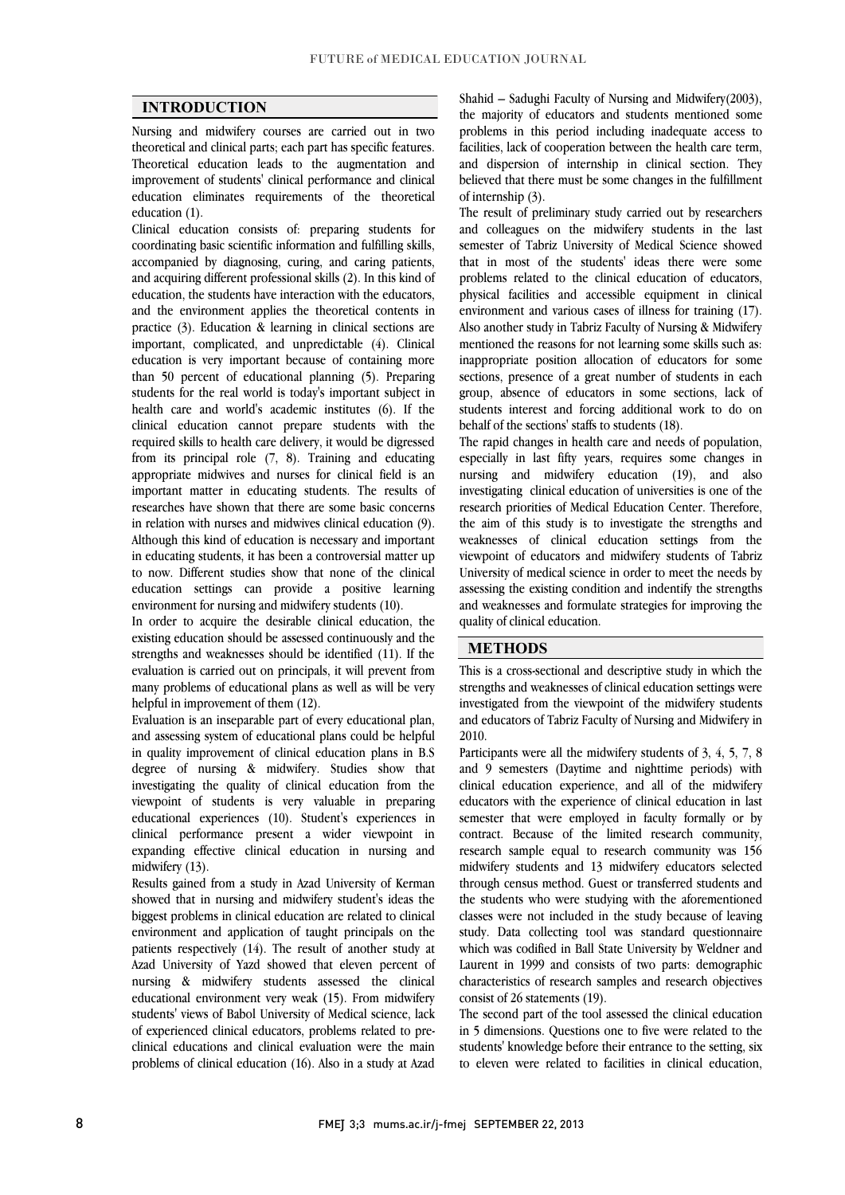## INTRODUCTION

Nursing and midwifery courses are carried out in two theoretical and clinical parts; each part has specific features. Theoretical education leads to the augmentation and improvement of students' clinical performance and clinical education eliminates requirements of the theoretical education (1).

Clinical education consists of: preparing students for coordinating basic scientific information and fulfilling skills, accompanied by diagnosing, curing, and caring patients, and acquiring different professional skills (2). In this kind of education, the students have interaction with the educators, and the environment applies the theoretical contents in practice (3). Education & learning in clinical sections are important, complicated, and unpredictable (4). Clinical education is very important because of containing more than 50 percent of educational planning (5). Preparing students for the real world is today's important subject in health care and world's academic institutes (6). If the clinical education cannot prepare students with the required skills to health care delivery, it would be digressed from its principal role (7, 8). Training and educating appropriate midwives and nurses for clinical field is an important matter in educating students. The results of researches have shown that there are some basic concerns in relation with nurses and midwives clinical education (9). Although this kind of education is necessary and important in educating students, it has been a controversial matter up to now. Different studies show that none of the clinical education settings can provide a positive learning environment for nursing and midwifery students (10).

In order to acquire the desirable clinical education, the existing education should be assessed continuously and the strengths and weaknesses should be identified (11). If the evaluation is carried out on principals, it will prevent from many problems of educational plans as well as will be very helpful in improvement of them (12).

Evaluation is an inseparable part of every educational plan, and assessing system of educational plans could be helpful in quality improvement of clinical education plans in B.S degree of nursing & midwifery. Studies show that investigating the quality of clinical education from the viewpoint of students is very valuable in preparing educational experiences (10). Student's experiences in clinical performance present a wider viewpoint in expanding effective clinical education in nursing and midwifery (13).

Results gained from a study in Azad University of Kerman showed that in nursing and midwifery student's ideas the biggest problems in clinical education are related to clinical environment and application of taught principals on the patients respectively (14). The result of another study at Azad University of Yazd showed that eleven percent of nursing & midwifery students assessed the clinical educational environment very weak (15). From midwifery students' views of Babol University of Medical science, lack of experienced clinical educators, problems related to pre-clinical educations and clinical evaluation were the main problems of clinical education (16). Also in a study at Azad Shahid – Sadughi Faculty of Nursing and Midwifery(2003), the majority of educators and students mentioned some problems in this period including inadequate access to facilities, lack of cooperation between the health care term, and dispersion of internship in clinical section. They believed that there must be some changes in the fulfillment of internship (3).

The result of preliminary study carried out by researchers and colleagues on the midwifery students in the last semester of Tabriz University of Medical Science showed that in most of the students' ideas there were some problems related to the clinical education of educators, physical facilities and accessible equipment in clinical environment and various cases of illness for training (17). Also another study in Tabriz Faculty of Nursing & Midwifery mentioned the reasons for not learning some skills such as: inappropriate position allocation of educators for some sections, presence of a great number of students in each group, absence of educators in some sections, lack of students interest and forcing additional work to do on behalf of the sections' staffs to students (18).

The rapid changes in health care and needs of population, especially in last fifty years, requires some changes in nursing and midwifery education (19), and also investigating clinical education of universities is one of the research priorities of Medical Education Center. Therefore, the aim of this study is to investigate the strengths and weaknesses of clinical education settings from the viewpoint of educators and midwifery students of Tabriz University of medical science in order to meet the needs by assessing the existing condition and indentify the strengths and weaknesses and formulate strategies for improving the quality of clinical education.

## METHODS

This is a cross-sectional and descriptive study in which the strengths and weaknesses of clinical education settings were investigated from the viewpoint of the midwifery students and educators of Tabriz Faculty of Nursing and Midwifery in 2010.

Participants were all the midwifery students of 3, 4, 5, 7, 8 and 9 semesters (Daytime and nighttime periods) with clinical education experience, and all of the midwifery educators with the experience of clinical education in last semester that were employed in faculty formally or by contract. Because of the limited research community, research sample equal to research community was 156 midwifery students and 13 midwifery educators selected through census method. Guest or transferred students and the students who were studying with the aforementioned classes were not included in the study because of leaving study. Data collecting tool was standard questionnaire which was codified in Ball State University by Weldner and Laurent in 1999 and consists of two parts: demographic characteristics of research samples and research objectives consist of 26 statements (19).

The second part of the tool assessed the clinical education in 5 dimensions. Questions one to five were related to the students' knowledge before their entrance to the setting, six to eleven were related to facilities in clinical education,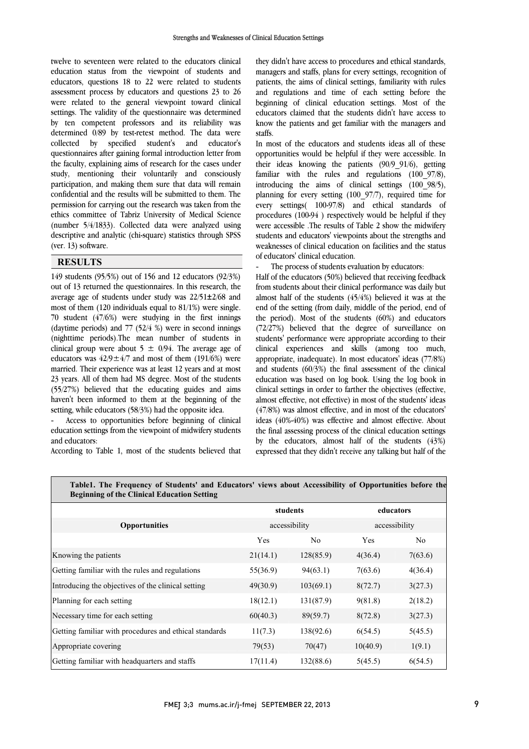twelve to seventeen were related to the educators clinical education status from the viewpoint of students and educators, questions 18 to 22 were related to students assessment process by educators and questions 23 to 26 were related to the general viewpoint toward clinical settings. The validity of the questionnaire was determined by ten competent professors and its reliability was determined 0/89 by test-retest method. The data were collected by specified student's and educator's questionnaires after gaining formal introduction letter from the faculty, explaining aims of research for the cases under study, mentioning their voluntarily and consciously participation, and making them sure that data will remain confidential and the results will be submitted to them. The permission for carrying out the research was taken from the ethics committee of Tabriz University of Medical Science (number 5/4/1833). Collected data were analyzed using descriptive and analytic (chi-square) statistics through SPSS (ver. 13) software.

## RESULTS

149 students (95/5%) out of 156 and 12 educators (92/3%) out of 13 returned the questionnaires. In this research, the average age of students under study was 22/51±2/68 and most of them (120 individuals equal to 81/1%) were single. 70 student (47/6%) were studying in the first innings (daytime periods) and 77 (52/4 %) were in second innings (nighttime periods).The mean number of students in clinical group were about 5 ± 0/94. The average age of educators was 42/9±4/7 and most of them (191/6%) were married. Their experience was at least 12 years and at most 23 years. All of them had MS degree. Most of the students (55/27%) believed that the educating guides and aims haven't been informed to them at the beginning of the setting, while educators (58/3%) had the opposite idea.

- Access to opportunities before beginning of clinical education settings from the viewpoint of midwifery students and educators:

According to Table 1, most of the students believed that they didn't have access to procedures and ethical standards, managers and staffs, plans for every settings, recognition of patients, the aims of clinical settings, familiarity with rules and regulations and time of each setting before the beginning of clinical education settings. Most of the educators claimed that the students didn't have access to know the patients and get familiar with the managers and staffs.

In most of the educators and students ideas all of these opportunities would be helpful if they were accessible. In their ideas knowing the patients (90/9_91/6), getting familiar with the rules and regulations (100_97/8), introducing the aims of clinical settings (100_98/5), planning for every setting (100_97/7), required time for every settings( 100-97/8) and ethical standards of procedures (100-94 ) respectively would be helpful if they were accessible .The results of Table 2 show the midwifery students and educators' viewpoints about the strengths and weaknesses of clinical education on facilities and the status of educators' clinical education.

- The process of students evaluation by educators:

Half of the educators (50%) believed that receiving feedback from students about their clinical performance was daily but almost half of the students (45/4%) believed it was at the end of the setting (from daily, middle of the period, end of the period). Most of the students (60%) and educators (72/27%) believed that the degree of surveillance on students' performance were appropriate according to their clinical experiences and skills (among too much, appropriate, inadequate). In most educators' ideas (77/8%) and students (60/3%) the final assessment of the clinical education was based on log book. Using the log book in clinical settings in order to farther the objectives (effective, almost effective, not effective) in most of the students' ideas (47/8%) was almost effective, and in most of the educators' ideas (40%-40%) was effective and almost effective. About the final assessing process of the clinical education settings by the educators, almost half of the students (43%) expressed that they didn't receive any talking but half of the

**Table1. The Frequency of Students' and Educators' views about Accessibility of Opportunities before the Beginning of the Clinical Education Setting**

| Opportunities | students | | educators | |
|---|---|---|---|---|
| | accessibility | | accessibility | |
| | Yes | No | Yes | No |
| Knowing the patients | 21(14.1) | 128(85.9) | 4(36.4) | 7(63.6) |
| Getting familiar with the rules and regulations | 55(36.9) | 94(63.1) | 7(63.6) | 4(36.4) |
| Introducing the objectives of the clinical setting | 49(30.9) | 103(69.1) | 8(72.7) | 3(27.3) |
| Planning for each setting | 18(12.1) | 131(87.9) | 9(81.8) | 2(18.2) |
| Necessary time for each setting | 60(40.3) | 89(59.7) | 8(72.8) | 3(27.3) |
| Getting familiar with procedures and ethical standards | 11(7.3) | 138(92.6) | 6(54.5) | 5(45.5) |
| Appropriate covering | 79(53) | 70(47) | 10(40.9) | 1(9.1) |
| Getting familiar with headquarters and staffs | 17(11.4) | 132(88.6) | 5(45.5) | 6(54.5) |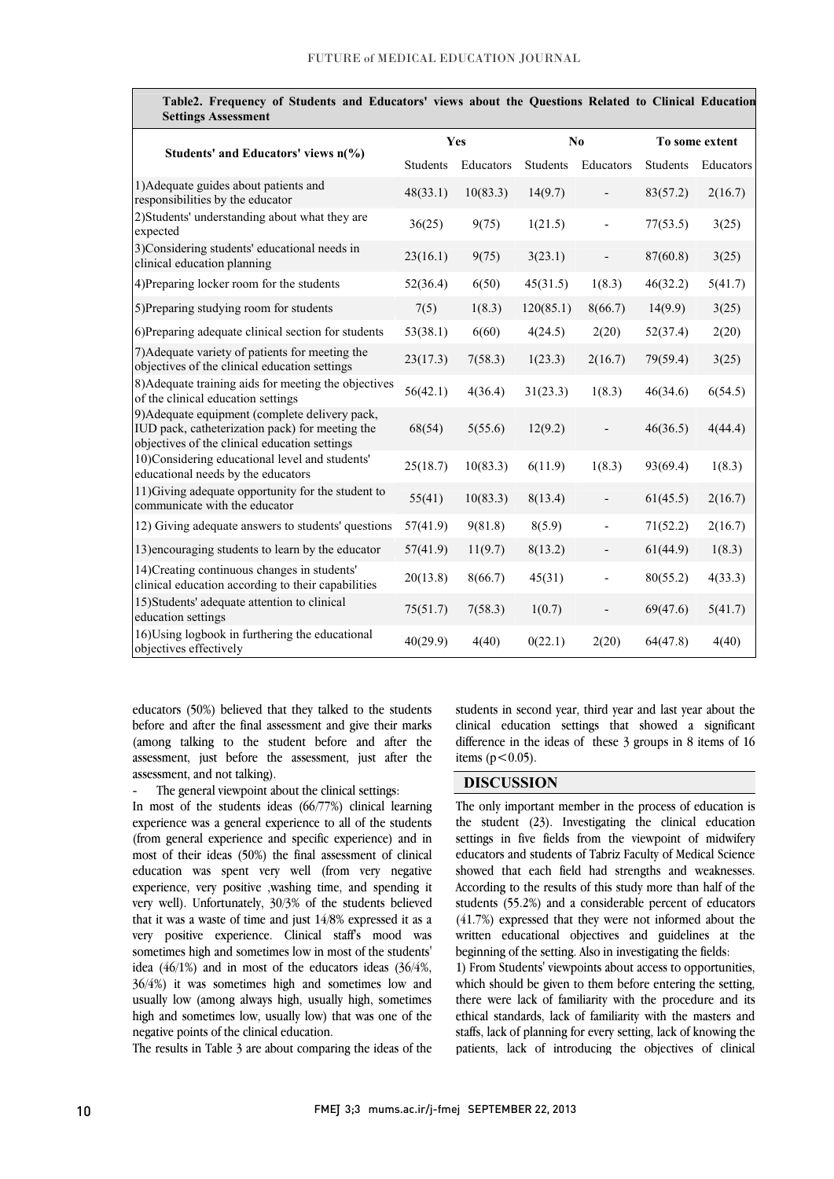**Table2. Frequency of Students and Educators' views about the Questions Related to Clinical Education Settings Assessment**

| Students' and Educators' views n(%) | Yes | | No | | To some extent | |
|---|---|---|---|---|---|---|
| | Students | Educators | Students | Educators | Students | Educators |
| 1)Adequate guides about patients and responsibilities by the educator | 48(33.1) | 10(83.3) | 14(9.7) | - | 83(57.2) | 2(16.7) |
| 2)Students' understanding about what they are expected | 36(25) | 9(75) | 1(21.5) | - | 77(53.5) | 3(25) |
| 3)Considering students' educational needs in clinical education planning | 23(16.1) | 9(75) | 3(23.1) | - | 87(60.8) | 3(25) |
| 4)Preparing locker room for the students | 52(36.4) | 6(50) | 45(31.5) | 1(8.3) | 46(32.2) | 5(41.7) |
| 5)Preparing studying room for students | 7(5) | 1(8.3) | 120(85.1) | 8(66.7) | 14(9.9) | 3(25) |
| 6)Preparing adequate clinical section for students | 53(38.1) | 6(60) | 4(24.5) | 2(20) | 52(37.4) | 2(20) |
| 7)Adequate variety of patients for meeting the objectives of the clinical education settings | 23(17.3) | 7(58.3) | 1(23.3) | 2(16.7) | 79(59.4) | 3(25) |
| 8)Adequate training aids for meeting the objectives of the clinical education settings | 56(42.1) | 4(36.4) | 31(23.3) | 1(8.3) | 46(34.6) | 6(54.5) |
| 9)Adequate equipment (complete delivery pack, IUD pack, catheterization pack) for meeting the objectives of the clinical education settings | 68(54) | 5(55.6) | 12(9.2) | - | 46(36.5) | 4(44.4) |
| 10)Considering educational level and students' educational needs by the educators | 25(18.7) | 10(83.3) | 6(11.9) | 1(8.3) | 93(69.4) | 1(8.3) |
| 11)Giving adequate opportunity for the student to communicate with the educator | 55(41) | 10(83.3) | 8(13.4) | - | 61(45.5) | 2(16.7) |
| 12) Giving adequate answers to students' questions | 57(41.9) | 9(81.8) | 8(5.9) | - | 71(52.2) | 2(16.7) |
| 13)encouraging students to learn by the educator | 57(41.9) | 11(9.7) | 8(13.2) | - | 61(44.9) | 1(8.3) |
| 14)Creating continuous changes in students' clinical education according to their capabilities | 20(13.8) | 8(66.7) | 45(31) | - | 80(55.2) | 4(33.3) |
| 15)Students' adequate attention to clinical education settings | 75(51.7) | 7(58.3) | 1(0.7) | - | 69(47.6) | 5(41.7) |
| 16)Using logbook in furthering the educational objectives effectively | 40(29.9) | 4(40) | 0(22.1) | 2(20) | 64(47.8) | 4(40) |

educators (50%) believed that they talked to the students before and after the final assessment and give their marks (among talking to the student before and after the assessment, just before the assessment, just after the assessment, and not talking).

- The general viewpoint about the clinical settings:

In most of the students ideas (66/77%) clinical learning experience was a general experience to all of the students (from general experience and specific experience) and in most of their ideas (50%) the final assessment of clinical education was spent very well (from very negative experience, very positive ,washing time, and spending it very well). Unfortunately, 30/3% of the students believed that it was a waste of time and just 14/8% expressed it as a very positive experience. Clinical staff's mood was sometimes high and sometimes low in most of the students' idea (46/1%) and in most of the educators ideas (36/4%, 36/4%) it was sometimes high and sometimes low and usually low (among always high, usually high, sometimes high and sometimes low, usually low) that was one of the negative points of the clinical education.

The results in Table 3 are about comparing the ideas of the students in second year, third year and last year about the clinical education settings that showed a significant difference in the ideas of these 3 groups in 8 items of 16 items ($p<0.05$).

## DISCUSSION

The only important member in the process of education is the student (23). Investigating the clinical education settings in five fields from the viewpoint of midwifery educators and students of Tabriz Faculty of Medical Science showed that each field had strengths and weaknesses. According to the results of this study more than half of the students (55.2%) and a considerable percent of educators (41.7%) expressed that they were not informed about the written educational objectives and guidelines at the beginning of the setting. Also in investigating the fields:

1) From Students' viewpoints about access to opportunities, which should be given to them before entering the setting, there were lack of familiarity with the procedure and its ethical standards, lack of familiarity with the masters and staffs, lack of planning for every setting, lack of knowing the patients, lack of introducing the objectives of clinical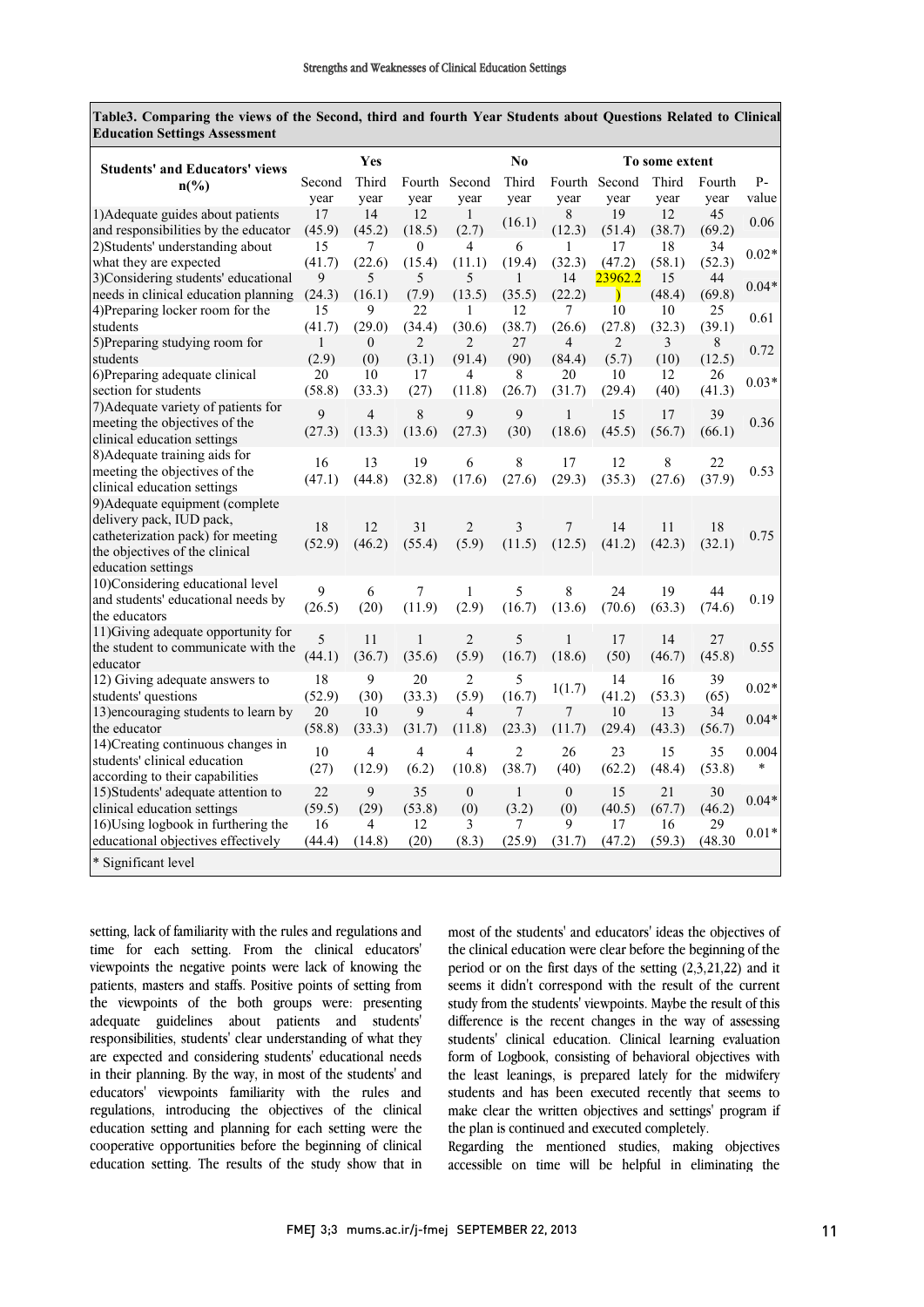**Table3. Comparing the views of the Second, third and fourth Year Students about Questions Related to Clinical Education Settings Assessment**

| Students' and Educators' views n(%) | Yes | | | No | | | To some extent | | | P-value |
|---|---|---|---|---|---|---|---|---|---|---|
| | Second year | Third year | Fourth year | Second year | Third year | Fourth year | Second year | Third year | Fourth year | |
| 1)Adequate guides about patients and responsibilities by the educator | 17 (45.9) | 14 (45.2) | 12 (18.5) | 1 (2.7) | (16.1) | 8 (12.3) | 19 (51.4) | 12 (38.7) | 45 (69.2) | 0.06 |
| 2)Students' understanding about what they are expected | 15 (41.7) | 7 (22.6) | 0 (15.4) | 4 (11.1) | 6 (19.4) | 1 (32.3) | 17 (47.2) | 18 (58.1) | 34 (52.3) | 0.02* |
| 3)Considering students' educational needs in clinical education planning | 9 (24.3) | 5 (16.1) | 5 (7.9) | 5 (13.5) | 1 (35.5) | 14 (22.2) | 23962.2 ) | 15 (48.4) | 44 (69.8) | 0.04* |
| 4)Preparing locker room for the students | 15 (41.7) | 9 (29.0) | 22 (34.4) | 1 (30.6) | 12 (38.7) | 7 (26.6) | 10 (27.8) | 10 (32.3) | 25 (39.1) | 0.61 |
| 5)Preparing studying room for students | 1 (2.9) | 0 (0) | 2 (3.1) | 2 (91.4) | 27 (90) | 4 (84.4) | 2 (5.7) | 3 (10) | 8 (12.5) | 0.72 |
| 6)Preparing adequate clinical section for students | 20 (58.8) | 10 (33.3) | 17 (27) | 4 (11.8) | 8 (26.7) | 20 (31.7) | 10 (29.4) | 12 (40) | 26 (41.3) | 0.03* |
| 7)Adequate variety of patients for meeting the objectives of the clinical education settings | 9 (27.3) | 4 (13.3) | 8 (13.6) | 9 (27.3) | 9 (30) | 1 (18.6) | 15 (45.5) | 17 (56.7) | 39 (66.1) | 0.36 |
| 8)Adequate training aids for meeting the objectives of the clinical education settings | 16 (47.1) | 13 (44.8) | 19 (32.8) | 6 (17.6) | 8 (27.6) | 17 (29.3) | 12 (35.3) | 8 (27.6) | 22 (37.9) | 0.53 |
| 9)Adequate equipment (complete delivery pack, IUD pack, catheterization pack) for meeting the objectives of the clinical education settings | 18 (52.9) | 12 (46.2) | 31 (55.4) | 2 (5.9) | 3 (11.5) | 7 (12.5) | 14 (41.2) | 11 (42.3) | 18 (32.1) | 0.75 |
| 10)Considering educational level and students' educational needs by the educators | 9 (26.5) | 6 (20) | 7 (11.9) | 1 (2.9) | 5 (16.7) | 8 (13.6) | 24 (70.6) | 19 (63.3) | 44 (74.6) | 0.19 |
| 11)Giving adequate opportunity for the student to communicate with the educator | 5 (44.1) | 11 (36.7) | 1 (35.6) | 2 (5.9) | 5 (16.7) | 1 (18.6) | 17 (50) | 14 (46.7) | 27 (45.8) | 0.55 |
| 12) Giving adequate answers to students' questions | 18 (52.9) | 9 (30) | 20 (33.3) | 2 (5.9) | 5 (16.7) | 1(1.7) | 14 (41.2) | 16 (53.3) | 39 (65) | 0.02* |
| 13)encouraging students to learn by the educator | 20 (58.8) | 10 (33.3) | 9 (31.7) | 4 (11.8) | 7 (23.3) | 7 (11.7) | 10 (29.4) | 13 (43.3) | 34 (56.7) | 0.04* |
| 14)Creating continuous changes in students' clinical education according to their capabilities | 10 (27) | 4 (12.9) | 4 (6.2) | 4 (10.8) | 2 (38.7) | 26 (40) | 23 (62.2) | 15 (48.4) | 35 (53.8) | 0.004* |
| 15)Students' adequate attention to clinical education settings | 22 (59.5) | 9 (29) | 35 (53.8) | 0 (0) | 1 (3.2) | 0 (0) | 15 (40.5) | 21 (67.7) | 30 (46.2) | 0.04* |
| 16)Using logbook in furthering the educational objectives effectively | 16 (44.4) | 4 (14.8) | 12 (20) | 3 (8.3) | 7 (25.9) | 9 (31.7) | 17 (47.2) | 16 (59.3) | 29 (48.30 | 0.01* |

* Significant level

setting, lack of familiarity with the rules and regulations and time for each setting. From the clinical educators' viewpoints the negative points were lack of knowing the patients, masters and staffs. Positive points of setting from the viewpoints of the both groups were: presenting adequate guidelines about patients and students' responsibilities, students' clear understanding of what they are expected and considering students' educational needs in their planning. By the way, in most of the students' and educators' viewpoints familiarity with the rules and regulations, introducing the objectives of the clinical education setting and planning for each setting were the cooperative opportunities before the beginning of clinical education setting. The results of the study show that in most of the students' and educators' ideas the objectives of the clinical education were clear before the beginning of the period or on the first days of the setting (2,3,21,22) and it seems it didn't correspond with the result of the current study from the students' viewpoints. Maybe the result of this difference is the recent changes in the way of assessing students' clinical education. Clinical learning evaluation form of Logbook, consisting of behavioral objectives with the least leanings, is prepared lately for the midwifery students and has been executed recently that seems to make clear the written objectives and settings' program if the plan is continued and executed completely.

Regarding the mentioned studies, making objectives accessible on time will be helpful in eliminating the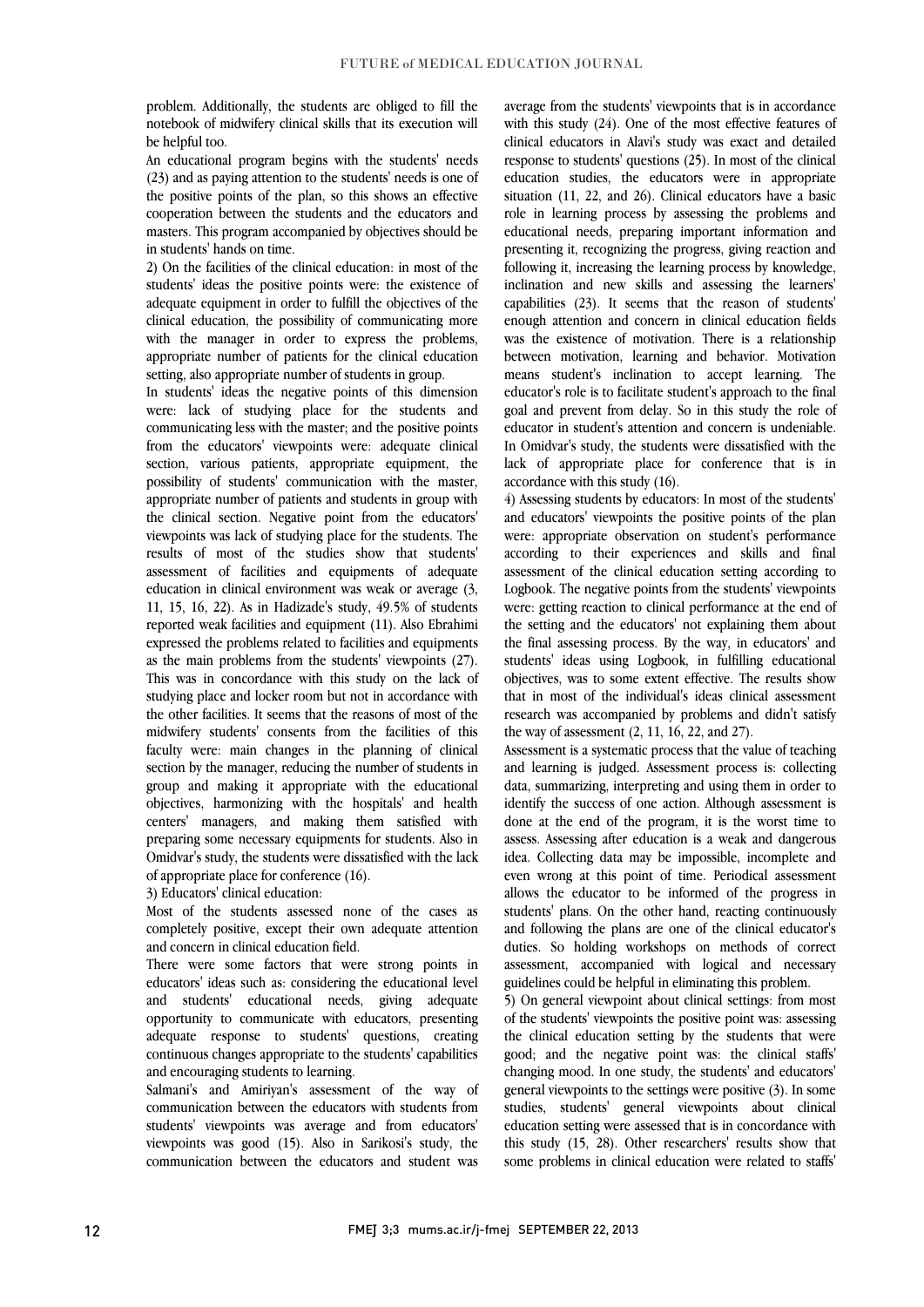problem. Additionally, the students are obliged to fill the notebook of midwifery clinical skills that its execution will be helpful too.

An educational program begins with the students' needs (23) and as paying attention to the students' needs is one of the positive points of the plan, so this shows an effective cooperation between the students and the educators and masters. This program accompanied by objectives should be in students' hands on time.

2) On the facilities of the clinical education: in most of the students' ideas the positive points were: the existence of adequate equipment in order to fulfill the objectives of the clinical education, the possibility of communicating more with the manager in order to express the problems, appropriate number of patients for the clinical education setting, also appropriate number of students in group.

In students' ideas the negative points of this dimension were: lack of studying place for the students and communicating less with the master; and the positive points from the educators' viewpoints were: adequate clinical section, various patients, appropriate equipment, the possibility of students' communication with the master, appropriate number of patients and students in group with the clinical section. Negative point from the educators' viewpoints was lack of studying place for the students. The results of most of the studies show that students' assessment of facilities and equipments of adequate education in clinical environment was weak or average (3, 11, 15, 16, 22). As in Hadizade's study, 49.5% of students reported weak facilities and equipment (11). Also Ebrahimi expressed the problems related to facilities and equipments as the main problems from the students' viewpoints (27). This was in concordance with this study on the lack of studying place and locker room but not in accordance with the other facilities. It seems that the reasons of most of the midwifery students' consents from the facilities of this faculty were: main changes in the planning of clinical section by the manager, reducing the number of students in group and making it appropriate with the educational objectives, harmonizing with the hospitals' and health centers' managers, and making them satisfied with preparing some necessary equipments for students. Also in Omidvar's study, the students were dissatisfied with the lack of appropriate place for conference (16).

3) Educators' clinical education:

Most of the students assessed none of the cases as completely positive, except their own adequate attention and concern in clinical education field.

There were some factors that were strong points in educators' ideas such as: considering the educational level and students' educational needs, giving adequate opportunity to communicate with educators, presenting adequate response to students' questions, creating continuous changes appropriate to the students' capabilities and encouraging students to learning.

Salmani's and Amiriyan's assessment of the way of communication between the educators with students from students' viewpoints was average and from educators' viewpoints was good (15). Also in Sarikosi's study, the communication between the educators and student was average from the students' viewpoints that is in accordance with this study (24). One of the most effective features of clinical educators in Alavi's study was exact and detailed response to students' questions (25). In most of the clinical education studies, the educators were in appropriate situation (11, 22, and 26). Clinical educators have a basic role in learning process by assessing the problems and educational needs, preparing important information and presenting it, recognizing the progress, giving reaction and following it, increasing the learning process by knowledge, inclination and new skills and assessing the learners' capabilities (23). It seems that the reason of students' enough attention and concern in clinical education fields was the existence of motivation. There is a relationship between motivation, learning and behavior. Motivation means student's inclination to accept learning. The educator's role is to facilitate student's approach to the final goal and prevent from delay. So in this study the role of educator in student's attention and concern is undeniable. In Omidvar's study, the students were dissatisfied with the lack of appropriate place for conference that is in accordance with this study (16).

4) Assessing students by educators: In most of the students' and educators' viewpoints the positive points of the plan were: appropriate observation on student's performance according to their experiences and skills and final assessment of the clinical education setting according to Logbook. The negative points from the students' viewpoints were: getting reaction to clinical performance at the end of the setting and the educators' not explaining them about the final assessing process. By the way, in educators' and students' ideas using Logbook, in fulfilling educational objectives, was to some extent effective. The results show that in most of the individual's ideas clinical assessment research was accompanied by problems and didn't satisfy the way of assessment (2, 11, 16, 22, and 27).

Assessment is a systematic process that the value of teaching and learning is judged. Assessment process is: collecting data, summarizing, interpreting and using them in order to identify the success of one action. Although assessment is done at the end of the program, it is the worst time to assess. Assessing after education is a weak and dangerous idea. Collecting data may be impossible, incomplete and even wrong at this point of time. Periodical assessment allows the educator to be informed of the progress in students' plans. On the other hand, reacting continuously and following the plans are one of the clinical educator's duties. So holding workshops on methods of correct assessment, accompanied with logical and necessary guidelines could be helpful in eliminating this problem.

5) On general viewpoint about clinical settings: from most of the students' viewpoints the positive point was: assessing the clinical education setting by the students that were good; and the negative point was: the clinical staffs' changing mood. In one study, the students' and educators' general viewpoints to the settings were positive (3). In some studies, students' general viewpoints about clinical education setting were assessed that is in concordance with this study (15, 28). Other researchers' results show that some problems in clinical education were related to staffs'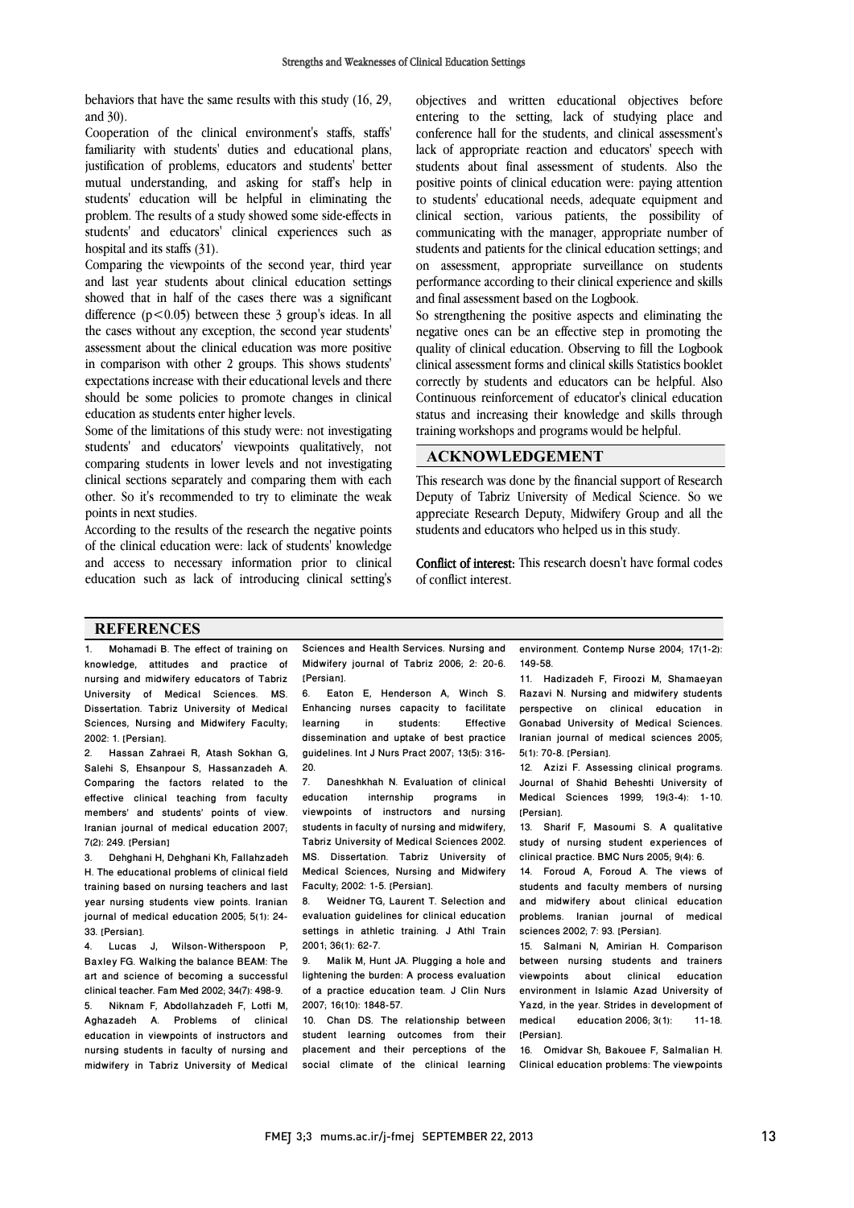behaviors that have the same results with this study (16, 29, and 30).

Cooperation of the clinical environment's staffs, staffs' familiarity with students' duties and educational plans, justification of problems, educators and students' better mutual understanding, and asking for staff's help in students' education will be helpful in eliminating the problem. The results of a study showed some side-effects in students' and educators' clinical experiences such as hospital and its staffs (31).

Comparing the viewpoints of the second year, third year and last year students about clinical education settings showed that in half of the cases there was a significant difference ($p<0.05$) between these 3 group's ideas. In all the cases without any exception, the second year students' assessment about the clinical education was more positive in comparison with other 2 groups. This shows students' expectations increase with their educational levels and there should be some policies to promote changes in clinical education as students enter higher levels.

Some of the limitations of this study were: not investigating students' and educators' viewpoints qualitatively, not comparing students in lower levels and not investigating clinical sections separately and comparing them with each other. So it's recommended to try to eliminate the weak points in next studies.

According to the results of the research the negative points of the clinical education were: lack of students' knowledge and access to necessary information prior to clinical education such as lack of introducing clinical setting's objectives and written educational objectives before entering to the setting, lack of studying place and conference hall for the students, and clinical assessment's lack of appropriate reaction and educators' speech with students about final assessment of students. Also the positive points of clinical education were: paying attention to students' educational needs, adequate equipment and clinical section, various patients, the possibility of communicating with the manager, appropriate number of students and patients for the clinical education settings; and on assessment, appropriate surveillance on students performance according to their clinical experience and skills and final assessment based on the Logbook.

So strengthening the positive aspects and eliminating the negative ones can be an effective step in promoting the quality of clinical education. Observing to fill the Logbook clinical assessment forms and clinical skills Statistics booklet correctly by students and educators can be helpful. Also Continuous reinforcement of educator's clinical education status and increasing their knowledge and skills through training workshops and programs would be helpful.

## ACKNOWLEDGEMENT

This research was done by the financial support of Research Deputy of Tabriz University of Medical Science. So we appreciate Research Deputy, Midwifery Group and all the students and educators who helped us in this study.

**Conflict of interest:** This research doesn't have formal codes of conflict interest.

## REFERENCES

1. Mohamadi B. The effect of training on knowledge, attitudes and practice of nursing and midwifery educators of Tabriz University of Medical Sciences. MS. Dissertation. Tabriz University of Medical Sciences, Nursing and Midwifery Faculty; 2002: 1. [Persian].
2. Hassan Zahraei R, Atash Sokhan G, Salehi S, Ehsanpour S, Hassanzadeh A. Comparing the factors related to the effective clinical teaching from faculty members' and students' points of view. Iranian journal of medical education 2007; 7(2): 249. [Persian]
3. Dehghani H, Dehghani Kh, Fallahzadeh H. The educational problems of clinical field training based on nursing teachers and last year nursing students view points. Iranian journal of medical education 2005; 5(1): 24-33. [Persian].
4. Lucas J, Wilson-Witherspoon P, Baxley FG. Walking the balance BEAM: The art and science of becoming a successful clinical teacher. Fam Med 2002; 34(7): 498-9.
5. Niknam F, Abdollahzadeh F, Lotfi M, Aghazadeh A. Problems of clinical education in viewpoints of instructors and nursing students in faculty of nursing and midwifery in Tabriz University of Medical Sciences and Health Services. Nursing and Midwifery journal of Tabriz 2006; 2: 20-6. [Persian].
6. Eaton E, Henderson A, Winch S. Enhancing nurses capacity to facilitate learning in students: Effective dissemination and uptake of best practice guidelines. Int J Nurs Pract 2007; 13(5): 316-20.
7. Daneshkhah N. Evaluation of clinical education internship programs in viewpoints of instructors and nursing students in faculty of nursing and midwifery, Tabriz University of Medical Sciences 2002. MS. Dissertation. Tabriz University of Medical Sciences, Nursing and Midwifery Faculty; 2002: 1-5. [Persian].
8. Weidner TG, Laurent T. Selection and evaluation guidelines for clinical education settings in athletic training. J Athl Train 2001; 36(1): 62-7.
9. Malik M, Hunt JA. Plugging a hole and lightening the burden: A process evaluation of a practice education team. J Clin Nurs 2007; 16(10): 1848-57.
10. Chan DS. The relationship between student learning outcomes from their placement and their perceptions of the social climate of the clinical learning environment. Contemp Nurse 2004; 17(1-2): 149-58.
11. Hadizadeh F, Firoozi M, Shamaeyan Razavi N. Nursing and midwifery students perspective on clinical education in Gonabad University of Medical Sciences. Iranian journal of medical sciences 2005; 5(1): 70-8. [Persian].
12. Azizi F. Assessing clinical programs. Journal of Shahid Beheshti University of Medical Sciences 1999; 19(3-4): 1-10. [Persian].
13. Sharif F, Masoumi S. A qualitative study of nursing student experiences of clinical practice. BMC Nurs 2005; 9(4): 6.
14. Foroud A, Foroud A. The views of students and faculty members of nursing and midwifery about clinical education problems. Iranian journal of medical sciences 2002; 7: 93. [Persian].
15. Salmani N, Amirian H. Comparison between nursing students and trainers viewpoints about clinical education environment in Islamic Azad University of Yazd, in the year. Strides in development of medical education 2006; 3(1): 11-18. [Persian].
16. Omidvar Sh, Bakouee F, Salmalian H. Clinical education problems: The viewpoints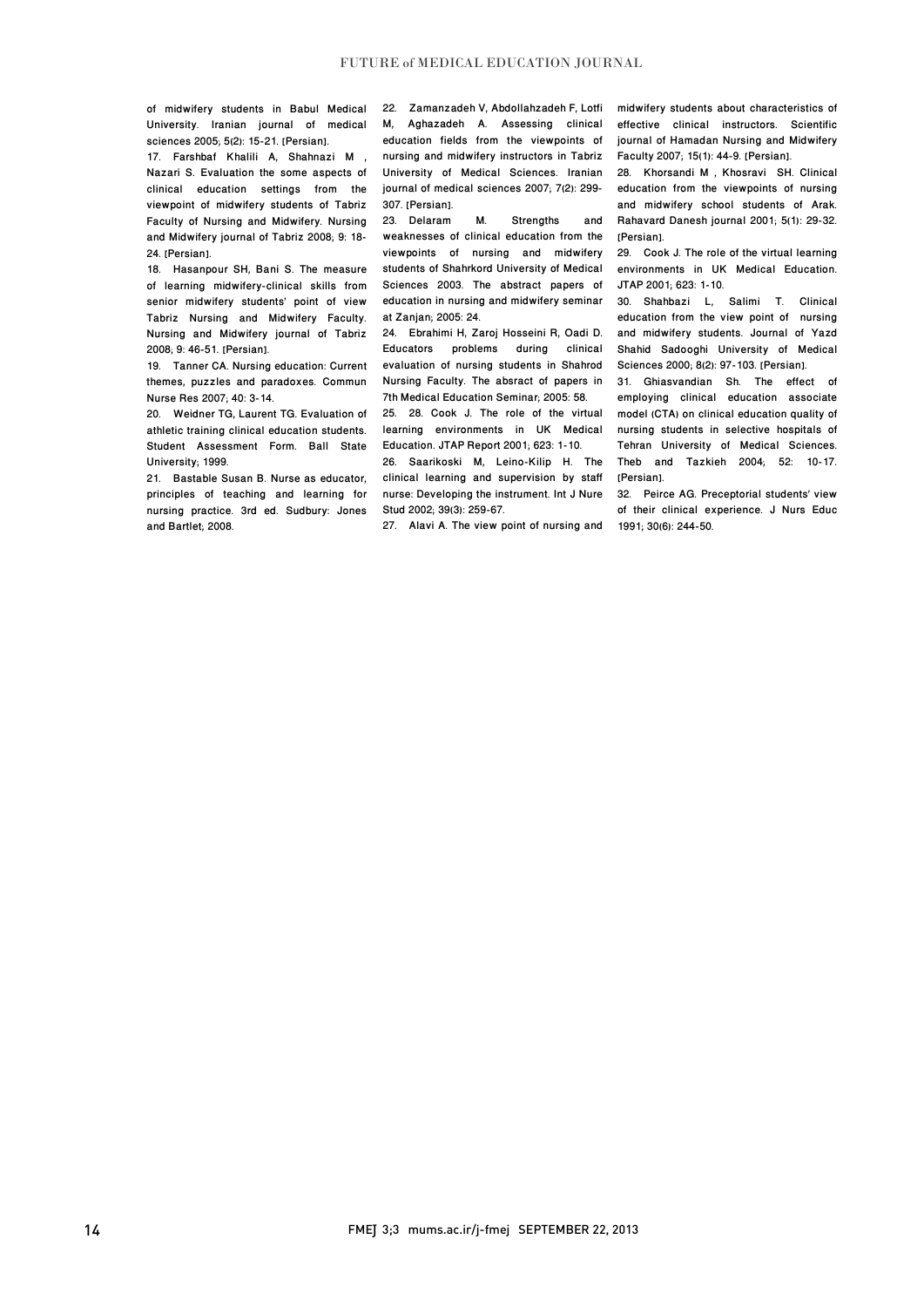of midwifery students in Babul Medical University. Iranian journal of medical sciences 2005; 5(2): 15-21. [Persian].

17. Farshbaf Khalili A, Shahnazi M , Nazari S. Evaluation the some aspects of clinical education settings from the viewpoint of midwifery students of Tabriz Faculty of Nursing and Midwifery. Nursing and Midwifery journal of Tabriz 2008; 9: 18-24. [Persian].

18. Hasanpour SH, Bani S. The measure of learning midwifery-clinical skills from senior midwifery students' point of view Tabriz Nursing and Midwifery Faculty. Nursing and Midwifery journal of Tabriz 2008; 9: 46-51. [Persian].

19. Tanner CA. Nursing education: Current themes, puzzles and paradoxes. Commun Nurse Res 2007; 40: 3-14.

20. Weidner TG, Laurent TG. Evaluation of athletic training clinical education students. Student Assessment Form. Ball State University; 1999.

21. Bastable Susan B. Nurse as educator, principles of teaching and learning for nursing practice. 3rd ed. Sudbury: Jones and Bartlet; 2008.

22. Zamanzadeh V, Abdollahzadeh F, Lotfi M, Aghazadeh A. Assessing clinical education fields from the viewpoints of nursing and midwifery instructors in Tabriz University of Medical Sciences. Iranian journal of medical sciences 2007; 7(2): 299-307. [Persian].

23. Delaram M. Strengths and weaknesses of clinical education from the viewpoints of nursing and midwifery students of Shahrkord University of Medical Sciences 2003. The abstract papers of education in nursing and midwifery seminar at Zanjan; 2005: 24.

24. Ebrahimi H, Zaroj Hosseini R, Oadi D. Educators problems during clinical evaluation of nursing students in Shahrod Nursing Faculty. The absract of papers in 7th Medical Education Seminar; 2005: 58.

25. 28. Cook J. The role of the virtual learning environments in UK Medical Education. JTAP Report 2001; 623: 1-10.

26. Saarikoski M, Leino-Kilip H. The clinical learning and supervision by staff nurse: Developing the instrument. Int J Nure Stud 2002; 39(3): 259-67.

27. Alavi A. The view point of nursing and midwifery students about characteristics of effective clinical instructors. Scientific journal of Hamadan Nursing and Midwifery Faculty 2007; 15(1): 44-9. [Persian].

28. Khorsandi M , Khosravi SH. Clinical education from the viewpoints of nursing and midwifery school students of Arak. Rahavard Danesh journal 2001; 5(1): 29-32. [Persian].

29. Cook J. The role of the virtual learning environments in UK Medical Education. JTAP 2001; 623: 1-10.

30. Shahbazi L, Salimi T. Clinical education from the view point of nursing and midwifery students. Journal of Yazd Shahid Sadooghi University of Medical Sciences 2000; 8(2): 97-103. [Persian].

31. Ghiasvandian Sh. The effect of employing clinical education associate model (CTA) on clinical education quality of nursing students in selective hospitals of Tehran University of Medical Sciences. Theb and Tazkieh 2004; 52: 10-17. [Persian].

32. Peirce AG. Preceptorial students' view of their clinical experience. J Nurs Educ 1991; 30(6): 244-50.